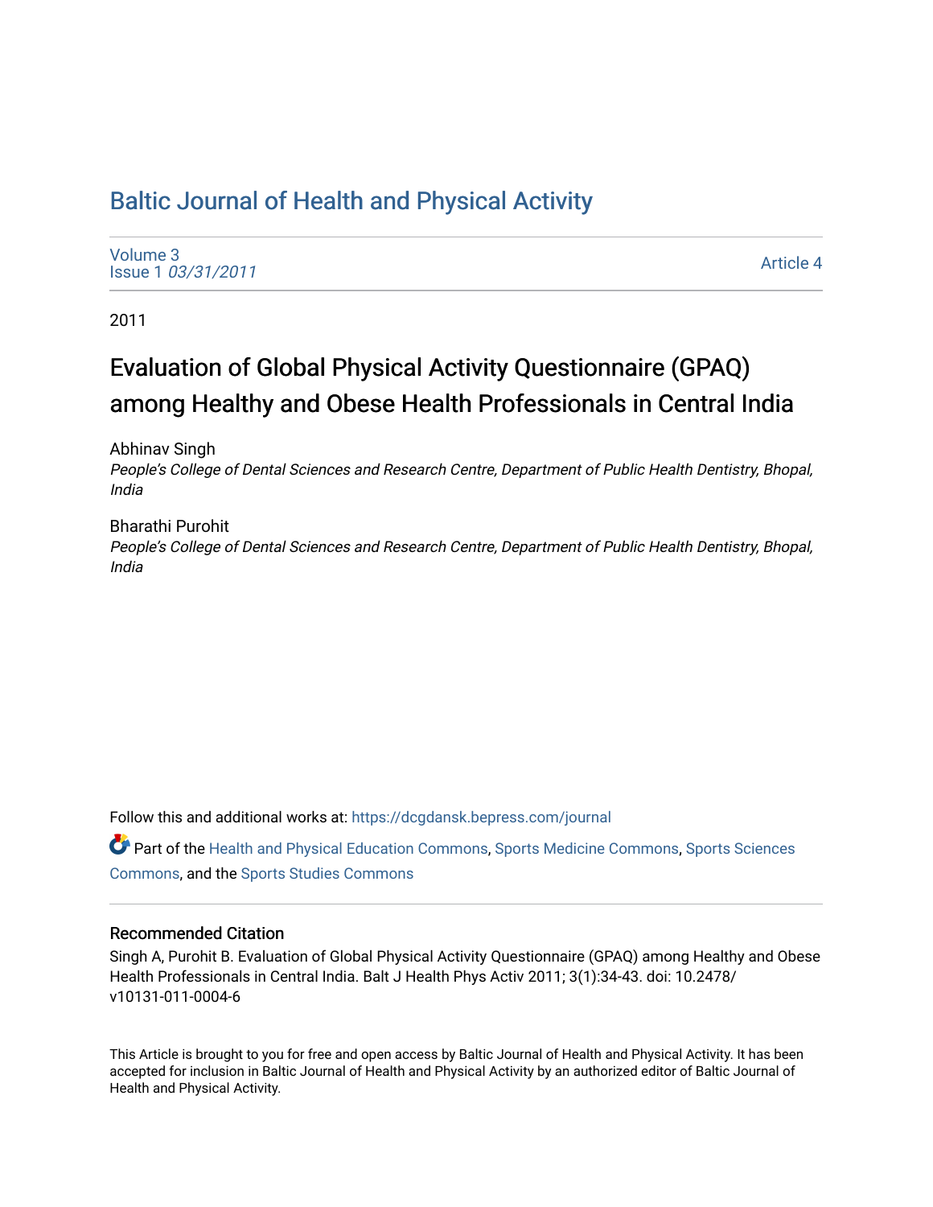# Baltic Journal of Health and Physical Activity

Volume 3
Issue 1 *03/31/2011*

Article 4

2011

## Evaluation of Global Physical Activity Questionnaire (GPAQ) among Healthy and Obese Health Professionals in Central India

Abhinav Singh
*People's College of Dental Sciences and Research Centre, Department of Public Health Dentistry, Bhopal, India*

Bharathi Purohit
*People's College of Dental Sciences and Research Centre, Department of Public Health Dentistry, Bhopal, India*

Follow this and additional works at: https://dcgdansk.bepress.com/journal

Part of the Health and Physical Education Commons, Sports Medicine Commons, Sports Sciences Commons, and the Sports Studies Commons

### Recommended Citation

Singh A, Purohit B. Evaluation of Global Physical Activity Questionnaire (GPAQ) among Healthy and Obese Health Professionals in Central India. Balt J Health Phys Activ 2011; 3(1):34-43. doi: 10.2478/v10131-011-0004-6

This Article is brought to you for free and open access by Baltic Journal of Health and Physical Activity. It has been accepted for inclusion in Baltic Journal of Health and Physical Activity by an authorized editor of Baltic Journal of Health and Physical Activity.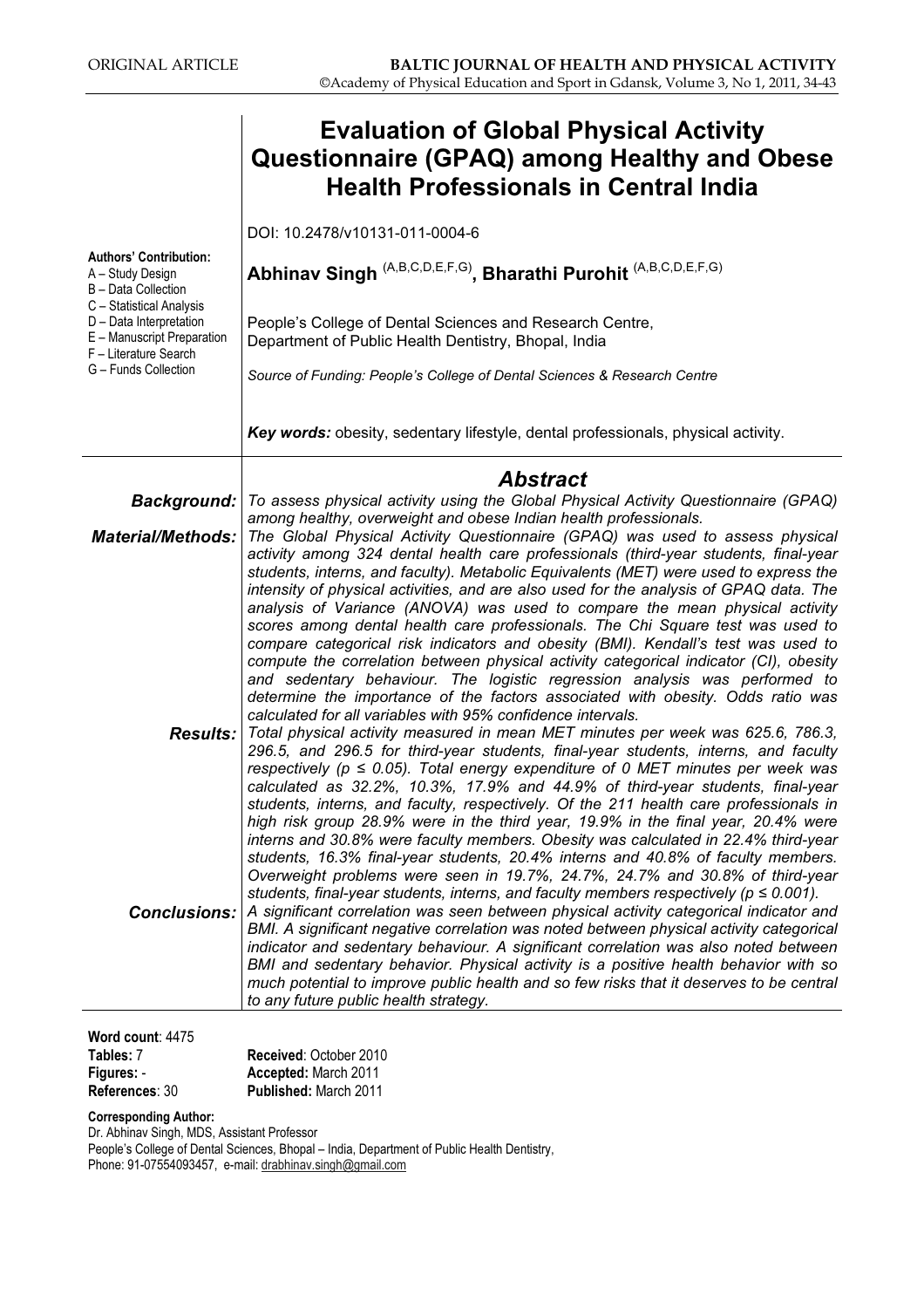ORIGINAL ARTICLE

# Evaluation of Global Physical Activity Questionnaire (GPAQ) among Healthy and Obese Health Professionals in Central India

DOI: 10.2478/v10131-011-0004-6

**Authors' Contribution:**
A – Study Design
B – Data Collection
C – Statistical Analysis
D – Data Interpretation
E – Manuscript Preparation
F – Literature Search
G – Funds Collection

**Abhinav Singh** (A,B,C,D,E,F,G), **Bharathi Purohit** (A,B,C,D,E,F,G)

People's College of Dental Sciences and Research Centre,
Department of Public Health Dentistry, Bhopal, India

*Source of Funding: People's College of Dental Sciences & Research Centre*

***Key words:*** obesity, sedentary lifestyle, dental professionals, physical activity.

## *Abstract*

***Background:*** *To assess physical activity using the Global Physical Activity Questionnaire (GPAQ) among healthy, overweight and obese Indian health professionals.*

***Material/Methods:*** *The Global Physical Activity Questionnaire (GPAQ) was used to assess physical activity among 324 dental health care professionals (third-year students, final-year students, interns, and faculty). Metabolic Equivalents (MET) were used to express the intensity of physical activities, and are also used for the analysis of GPAQ data. The analysis of Variance (ANOVA) was used to compare the mean physical activity scores among dental health care professionals. The Chi Square test was used to compare categorical risk indicators and obesity (BMI). Kendall's test was used to compute the correlation between physical activity categorical indicator (CI), obesity and sedentary behaviour. The logistic regression analysis was performed to determine the importance of the factors associated with obesity. Odds ratio was calculated for all variables with 95% confidence intervals.*

***Results:*** *Total physical activity measured in mean MET minutes per week was 625.6, 786.3, 296.5, and 296.5 for third-year students, final-year students, interns, and faculty respectively ($p \leq 0.05$). Total energy expenditure of 0 MET minutes per week was calculated as 32.2%, 10.3%, 17.9% and 44.9% of third-year students, final-year students, interns, and faculty, respectively. Of the 211 health care professionals in high risk group 28.9% were in the third year, 19.9% in the final year, 20.4% were interns and 30.8% were faculty members. Obesity was calculated in 22.4% third-year students, 16.3% final-year students, 20.4% interns and 40.8% of faculty members. Overweight problems were seen in 19.7%, 24.7%, 24.7% and 30.8% of third-year students, final-year students, interns, and faculty members respectively ($p \leq 0.001$).*

***Conclusions:*** *A significant correlation was seen between physical activity categorical indicator and BMI. A significant negative correlation was noted between physical activity categorical indicator and sedentary behaviour. A significant correlation was also noted between BMI and sedentary behavior. Physical activity is a positive health behavior with so much potential to improve public health and so few risks that it deserves to be central to any future public health strategy.*

**Word count**: 4475
**Tables:** 7
**Figures:** -
**References**: 30

**Received**: October 2010
**Accepted:** March 2011
**Published:** March 2011

**Corresponding Author:**
Dr. Abhinav Singh, MDS, Assistant Professor
People's College of Dental Sciences, Bhopal – India, Department of Public Health Dentistry,
Phone: 91-07554093457, e-mail: drabhinav.singh@gmail.com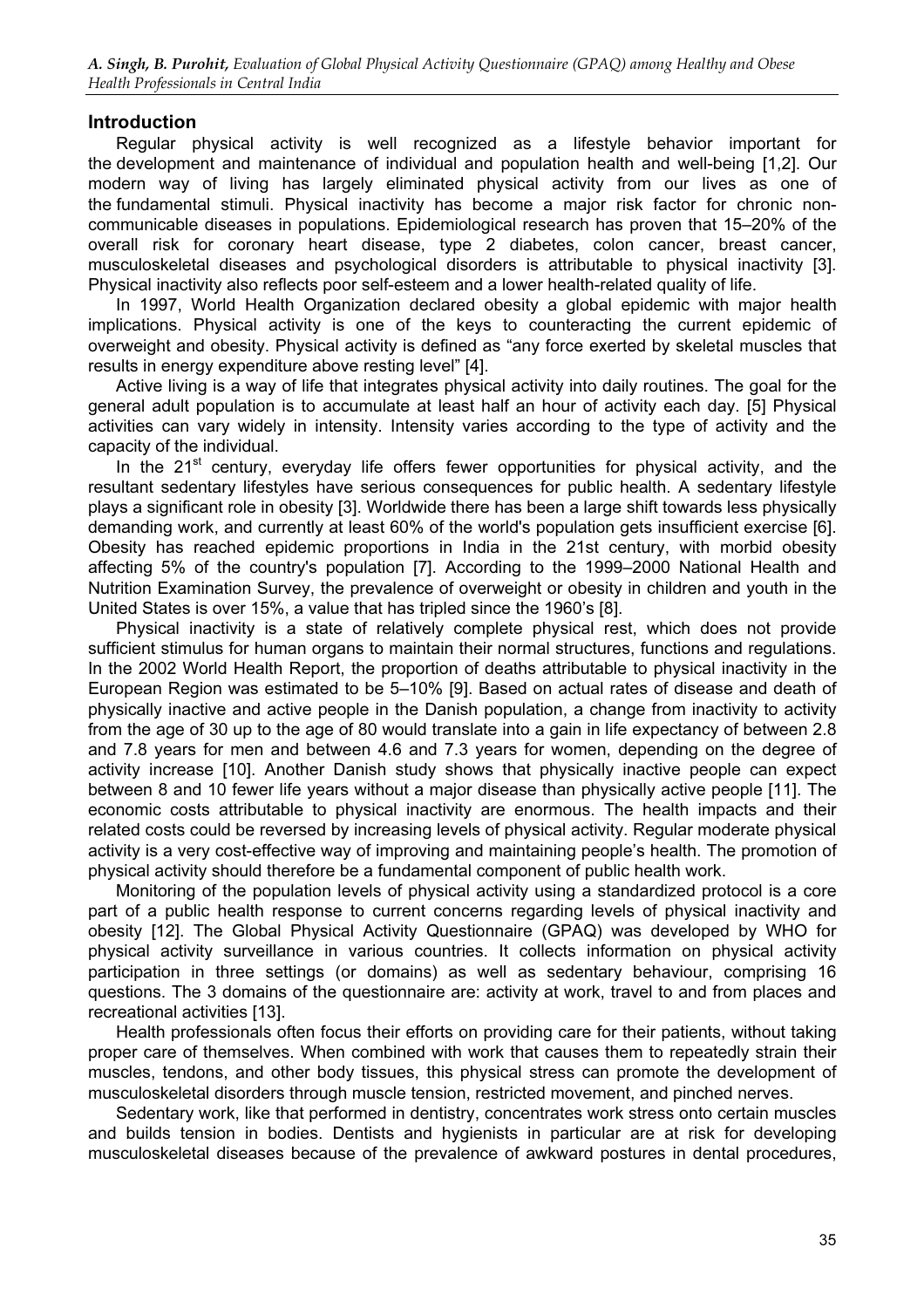## Introduction

Regular physical activity is well recognized as a lifestyle behavior important for the development and maintenance of individual and population health and well-being [1,2]. Our modern way of living has largely eliminated physical activity from our lives as one of the fundamental stimuli. Physical inactivity has become a major risk factor for chronic non-communicable diseases in populations. Epidemiological research has proven that 15–20% of the overall risk for coronary heart disease, type 2 diabetes, colon cancer, breast cancer, musculoskeletal diseases and psychological disorders is attributable to physical inactivity [3]. Physical inactivity also reflects poor self-esteem and a lower health-related quality of life.

In 1997, World Health Organization declared obesity a global epidemic with major health implications. Physical activity is one of the keys to counteracting the current epidemic of overweight and obesity. Physical activity is defined as "any force exerted by skeletal muscles that results in energy expenditure above resting level" [4].

Active living is a way of life that integrates physical activity into daily routines. The goal for the general adult population is to accumulate at least half an hour of activity each day. [5] Physical activities can vary widely in intensity. Intensity varies according to the type of activity and the capacity of the individual.

In the 21st century, everyday life offers fewer opportunities for physical activity, and the resultant sedentary lifestyles have serious consequences for public health. A sedentary lifestyle plays a significant role in obesity [3]. Worldwide there has been a large shift towards less physically demanding work, and currently at least 60% of the world's population gets insufficient exercise [6]. Obesity has reached epidemic proportions in India in the 21st century, with morbid obesity affecting 5% of the country's population [7]. According to the 1999–2000 National Health and Nutrition Examination Survey, the prevalence of overweight or obesity in children and youth in the United States is over 15%, a value that has tripled since the 1960's [8].

Physical inactivity is a state of relatively complete physical rest, which does not provide sufficient stimulus for human organs to maintain their normal structures, functions and regulations. In the 2002 World Health Report, the proportion of deaths attributable to physical inactivity in the European Region was estimated to be 5–10% [9]. Based on actual rates of disease and death of physically inactive and active people in the Danish population, a change from inactivity to activity from the age of 30 up to the age of 80 would translate into a gain in life expectancy of between 2.8 and 7.8 years for men and between 4.6 and 7.3 years for women, depending on the degree of activity increase [10]. Another Danish study shows that physically inactive people can expect between 8 and 10 fewer life years without a major disease than physically active people [11]. The economic costs attributable to physical inactivity are enormous. The health impacts and their related costs could be reversed by increasing levels of physical activity. Regular moderate physical activity is a very cost-effective way of improving and maintaining people's health. The promotion of physical activity should therefore be a fundamental component of public health work.

Monitoring of the population levels of physical activity using a standardized protocol is a core part of a public health response to current concerns regarding levels of physical inactivity and obesity [12]. The Global Physical Activity Questionnaire (GPAQ) was developed by WHO for physical activity surveillance in various countries. It collects information on physical activity participation in three settings (or domains) as well as sedentary behaviour, comprising 16 questions. The 3 domains of the questionnaire are: activity at work, travel to and from places and recreational activities [13].

Health professionals often focus their efforts on providing care for their patients, without taking proper care of themselves. When combined with work that causes them to repeatedly strain their muscles, tendons, and other body tissues, this physical stress can promote the development of musculoskeletal disorders through muscle tension, restricted movement, and pinched nerves.

Sedentary work, like that performed in dentistry, concentrates work stress onto certain muscles and builds tension in bodies. Dentists and hygienists in particular are at risk for developing musculoskeletal diseases because of the prevalence of awkward postures in dental procedures,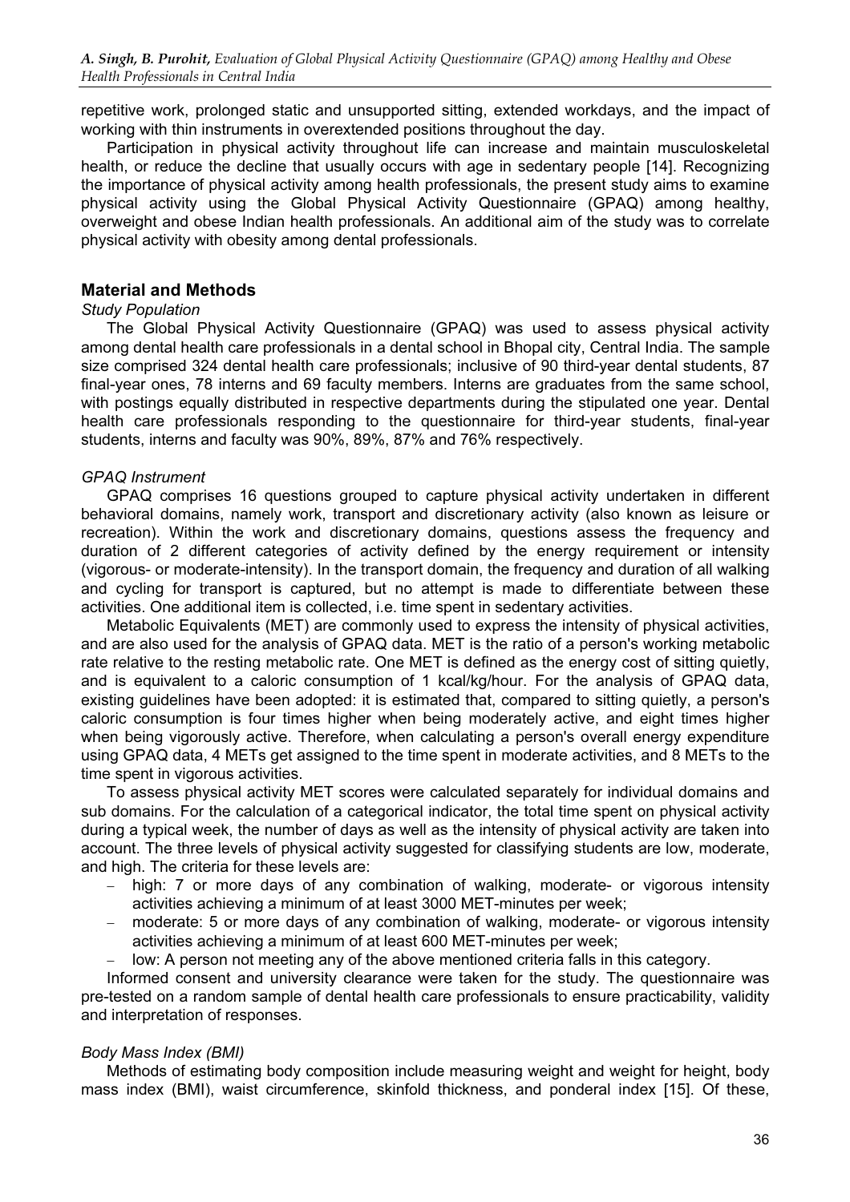repetitive work, prolonged static and unsupported sitting, extended workdays, and the impact of working with thin instruments in overextended positions throughout the day.

Participation in physical activity throughout life can increase and maintain musculoskeletal health, or reduce the decline that usually occurs with age in sedentary people [14]. Recognizing the importance of physical activity among health professionals, the present study aims to examine physical activity using the Global Physical Activity Questionnaire (GPAQ) among healthy, overweight and obese Indian health professionals. An additional aim of the study was to correlate physical activity with obesity among dental professionals.

## Material and Methods

### *Study Population*

The Global Physical Activity Questionnaire (GPAQ) was used to assess physical activity among dental health care professionals in a dental school in Bhopal city, Central India. The sample size comprised 324 dental health care professionals; inclusive of 90 third-year dental students, 87 final-year ones, 78 interns and 69 faculty members. Interns are graduates from the same school, with postings equally distributed in respective departments during the stipulated one year. Dental health care professionals responding to the questionnaire for third-year students, final-year students, interns and faculty was 90%, 89%, 87% and 76% respectively.

### *GPAQ Instrument*

GPAQ comprises 16 questions grouped to capture physical activity undertaken in different behavioral domains, namely work, transport and discretionary activity (also known as leisure or recreation). Within the work and discretionary domains, questions assess the frequency and duration of 2 different categories of activity defined by the energy requirement or intensity (vigorous- or moderate-intensity). In the transport domain, the frequency and duration of all walking and cycling for transport is captured, but no attempt is made to differentiate between these activities. One additional item is collected, i.e. time spent in sedentary activities.

Metabolic Equivalents (MET) are commonly used to express the intensity of physical activities, and are also used for the analysis of GPAQ data. MET is the ratio of a person's working metabolic rate relative to the resting metabolic rate. One MET is defined as the energy cost of sitting quietly, and is equivalent to a caloric consumption of 1 kcal/kg/hour. For the analysis of GPAQ data, existing guidelines have been adopted: it is estimated that, compared to sitting quietly, a person's caloric consumption is four times higher when being moderately active, and eight times higher when being vigorously active. Therefore, when calculating a person's overall energy expenditure using GPAQ data, 4 METs get assigned to the time spent in moderate activities, and 8 METs to the time spent in vigorous activities.

To assess physical activity MET scores were calculated separately for individual domains and sub domains. For the calculation of a categorical indicator, the total time spent on physical activity during a typical week, the number of days as well as the intensity of physical activity are taken into account. The three levels of physical activity suggested for classifying students are low, moderate, and high. The criteria for these levels are:

- high: 7 or more days of any combination of walking, moderate- or vigorous intensity activities achieving a minimum of at least 3000 MET-minutes per week;
- moderate: 5 or more days of any combination of walking, moderate- or vigorous intensity activities achieving a minimum of at least 600 MET-minutes per week;
- low: A person not meeting any of the above mentioned criteria falls in this category.

Informed consent and university clearance were taken for the study. The questionnaire was pre-tested on a random sample of dental health care professionals to ensure practicability, validity and interpretation of responses.

### *Body Mass Index (BMI)*

Methods of estimating body composition include measuring weight and weight for height, body mass index (BMI), waist circumference, skinfold thickness, and ponderal index [15]. Of these,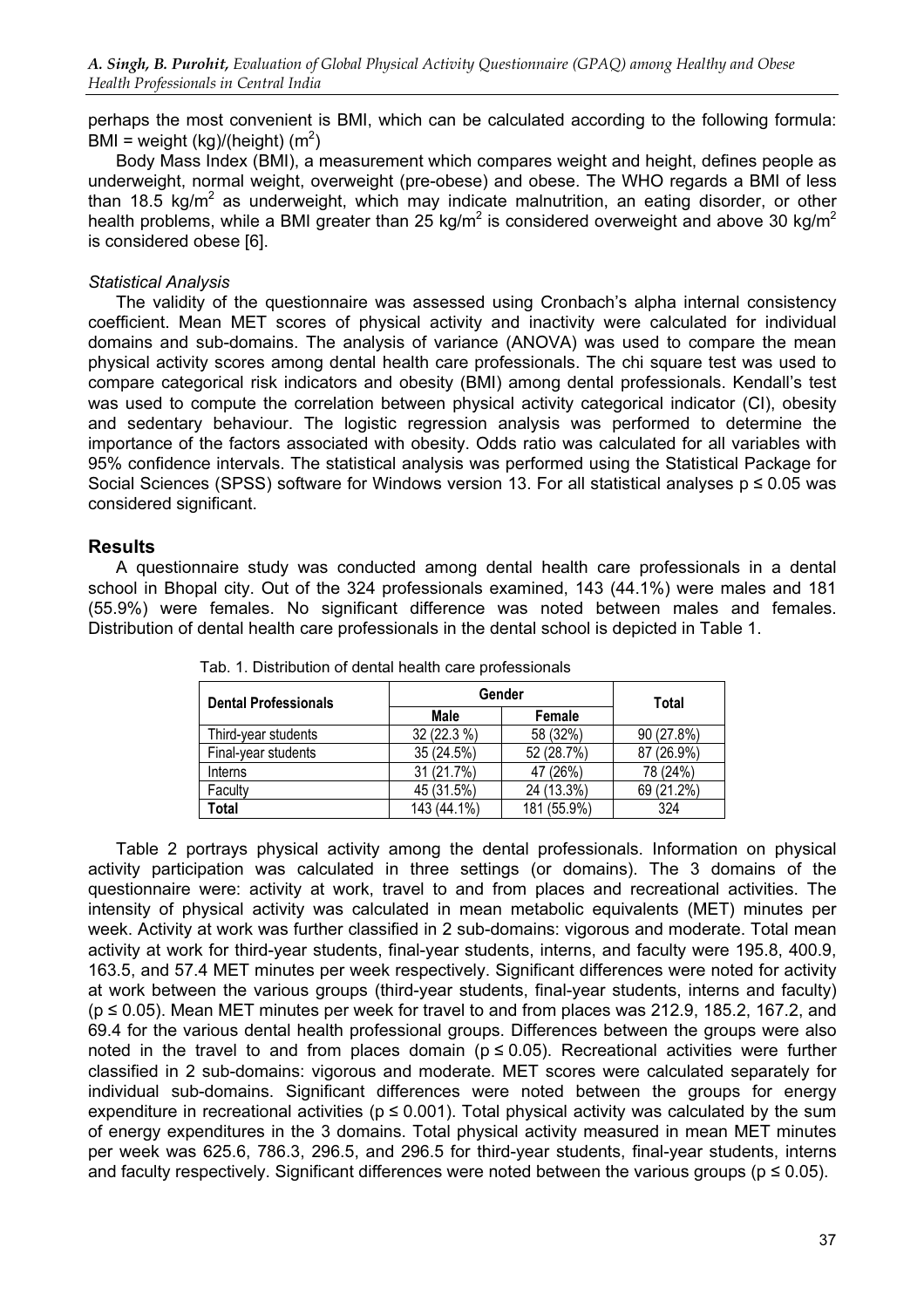perhaps the most convenient is BMI, which can be calculated according to the following formula: BMI = weight (kg)/(height) ($m^2$)

Body Mass Index (BMI), a measurement which compares weight and height, defines people as underweight, normal weight, overweight (pre-obese) and obese. The WHO regards a BMI of less than 18.5 kg/$m^2$ as underweight, which may indicate malnutrition, an eating disorder, or other health problems, while a BMI greater than 25 kg/$m^2$ is considered overweight and above 30 kg/$m^2$ is considered obese [6].

*Statistical Analysis*

The validity of the questionnaire was assessed using Cronbach's alpha internal consistency coefficient. Mean MET scores of physical activity and inactivity were calculated for individual domains and sub-domains. The analysis of variance (ANOVA) was used to compare the mean physical activity scores among dental health care professionals. The chi square test was used to compare categorical risk indicators and obesity (BMI) among dental professionals. Kendall's test was used to compute the correlation between physical activity categorical indicator (CI), obesity and sedentary behaviour. The logistic regression analysis was performed to determine the importance of the factors associated with obesity. Odds ratio was calculated for all variables with 95% confidence intervals. The statistical analysis was performed using the Statistical Package for Social Sciences (SPSS) software for Windows version 13. For all statistical analyses $p \leq 0.05$ was considered significant.

## Results

A questionnaire study was conducted among dental health care professionals in a dental school in Bhopal city. Out of the 324 professionals examined, 143 (44.1%) were males and 181 (55.9%) were females. No significant difference was noted between males and females. Distribution of dental health care professionals in the dental school is depicted in Table 1.

Tab. 1. Distribution of dental health care professionals

| Dental Professionals | Gender | | Total |
|---|---|---|---|
| | Male | Female | |
| Third-year students | 32 (22.3 %) | 58 (32%) | 90 (27.8%) |
| Final-year students | 35 (24.5%) | 52 (28.7%) | 87 (26.9%) |
| Interns | 31 (21.7%) | 47 (26%) | 78 (24%) |
| Faculty | 45 (31.5%) | 24 (13.3%) | 69 (21.2%) |
| **Total** | 143 (44.1%) | 181 (55.9%) | 324 |

Table 2 portrays physical activity among the dental professionals. Information on physical activity participation was calculated in three settings (or domains). The 3 domains of the questionnaire were: activity at work, travel to and from places and recreational activities. The intensity of physical activity was calculated in mean metabolic equivalents (MET) minutes per week. Activity at work was further classified in 2 sub-domains: vigorous and moderate. Total mean activity at work for third-year students, final-year students, interns, and faculty were 195.8, 400.9, 163.5, and 57.4 MET minutes per week respectively. Significant differences were noted for activity at work between the various groups (third-year students, final-year students, interns and faculty) ($p \leq 0.05$). Mean MET minutes per week for travel to and from places was 212.9, 185.2, 167.2, and 69.4 for the various dental health professional groups. Differences between the groups were also noted in the travel to and from places domain ($p \leq 0.05$). Recreational activities were further classified in 2 sub-domains: vigorous and moderate. MET scores were calculated separately for individual sub-domains. Significant differences were noted between the groups for energy expenditure in recreational activities ($p \leq 0.001$). Total physical activity was calculated by the sum of energy expenditures in the 3 domains. Total physical activity measured in mean MET minutes per week was 625.6, 786.3, 296.5, and 296.5 for third-year students, final-year students, interns and faculty respectively. Significant differences were noted between the various groups ($p \leq 0.05$).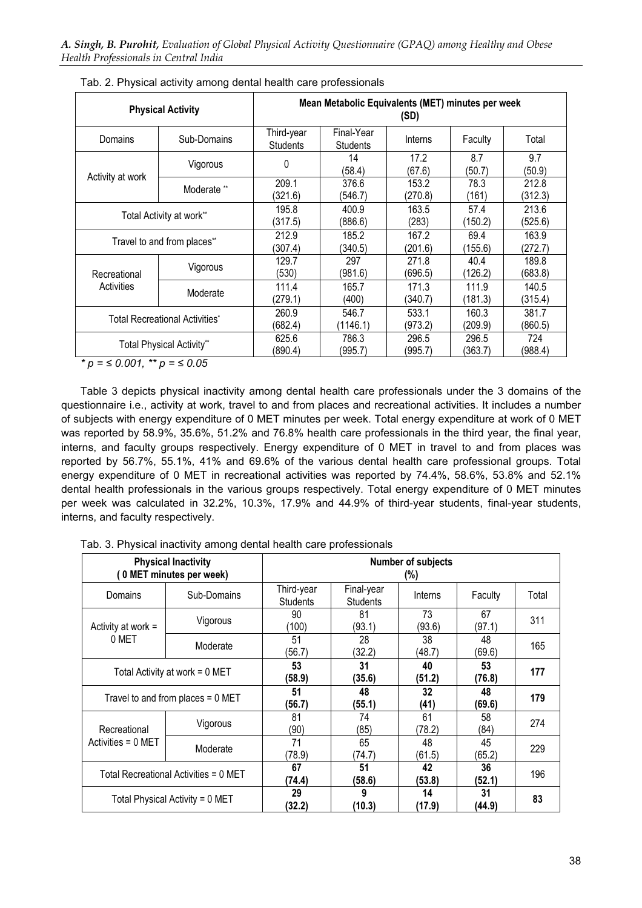Tab. 2. Physical activity among dental health care professionals

| Physical Activity | | Mean Metabolic Equivalents (MET) minutes per week (SD) | | | | |
|---|---|---|---|---|---|---|
| Domains | Sub-Domains | Third-year Students | Final-Year Students | Interns | Faculty | Total |
| Activity at work | Vigorous | 0 | 14 (58.4) | 17.2 (67.6) | 8.7 (50.7) | 9.7 (50.9) |
| | Moderate ** | 209.1 (321.6) | 376.6 (546.7) | 153.2 (270.8) | 78.3 (161) | 212.8 (312.3) |
| Total Activity at work** | | 195.8 (317.5) | 400.9 (886.6) | 163.5 (283) | 57.4 (150.2) | 213.6 (525.6) |
| Travel to and from places** | | 212.9 (307.4) | 185.2 (340.5) | 167.2 (201.6) | 69.4 (155.6) | 163.9 (272.7) |
| Recreational Activities | Vigorous | 129.7 (530) | 297 (981.6) | 271.8 (696.5) | 40.4 (126.2) | 189.8 (683.8) |
| | Moderate | 111.4 (279.1) | 165.7 (400) | 171.3 (340.7) | 111.9 (181.3) | 140.5 (315.4) |
| Total Recreational Activities* | | 260.9 (682.4) | 546.7 (1146.1) | 533.1 (973.2) | 160.3 (209.9) | 381.7 (860.5) |
| Total Physical Activity** | | 625.6 (890.4) | 786.3 (995.7) | 296.5 (995.7) | 296.5 (363.7) | 724 (988.4) |

* p = ≤ 0.001, ** p = ≤ 0.05

Table 3 depicts physical inactivity among dental health care professionals under the 3 domains of the questionnaire i.e., activity at work, travel to and from places and recreational activities. It includes a number of subjects with energy expenditure of 0 MET minutes per week. Total energy expenditure at work of 0 MET was reported by 58.9%, 35.6%, 51.2% and 76.8% health care professionals in the third year, the final year, interns, and faculty groups respectively. Energy expenditure of 0 MET in travel to and from places was reported by 56.7%, 55.1%, 41% and 69.6% of the various dental health care professional groups. Total energy expenditure of 0 MET in recreational activities was reported by 74.4%, 58.6%, 53.8% and 52.1% dental health professionals in the various groups respectively. Total energy expenditure of 0 MET minutes per week was calculated in 32.2%, 10.3%, 17.9% and 44.9% of third-year students, final-year students, interns, and faculty respectively.

Tab. 3. Physical inactivity among dental health care professionals

| Physical Inactivity (0 MET minutes per week) | | Number of subjects (%) | | | | |
|---|---|---|---|---|---|---|
| Domains | Sub-Domains | Third-year Students | Final-year Students | Interns | Faculty | Total |
| Activity at work = 0 MET | Vigorous | 90 (100) | 81 (93.1) | 73 (93.6) | 67 (97.1) | 311 |
| | Moderate | 51 (56.7) | 28 (32.2) | 38 (48.7) | 48 (69.6) | 165 |
| Total Activity at work = 0 MET | | **53 (58.9)** | **31 (35.6)** | **40 (51.2)** | **53 (76.8)** | **177** |
| Travel to and from places = 0 MET | | **51 (56.7)** | **48 (55.1)** | **32 (41)** | **48 (69.6)** | **179** |
| Recreational Activities = 0 MET | Vigorous | 81 (90) | 74 (85) | 61 (78.2) | 58 (84) | 274 |
| | Moderate | 71 (78.9) | 65 (74.7) | 48 (61.5) | 45 (65.2) | 229 |
| Total Recreational Activities = 0 MET | | **67 (74.4)** | **51 (58.6)** | **42 (53.8)** | **36 (52.1)** | **196** |
| Total Physical Activity = 0 MET | | **29 (32.2)** | **9 (10.3)** | **14 (17.9)** | **31 (44.9)** | **83** |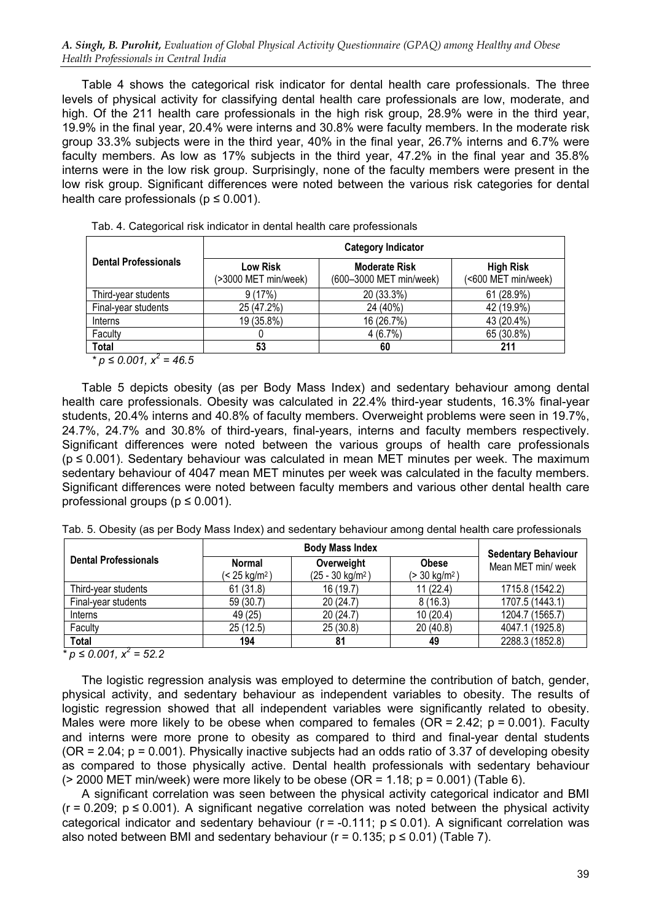Table 4 shows the categorical risk indicator for dental health care professionals. The three levels of physical activity for classifying dental health care professionals are low, moderate, and high. Of the 211 health care professionals in the high risk group, 28.9% were in the third year, 19.9% in the final year, 20.4% were interns and 30.8% were faculty members. In the moderate risk group 33.3% subjects were in the third year, 40% in the final year, 26.7% interns and 6.7% were faculty members. As low as 17% subjects in the third year, 47.2% in the final year and 35.8% interns were in the low risk group. Surprisingly, none of the faculty members were present in the low risk group. Significant differences were noted between the various risk categories for dental health care professionals ($p \leq 0.001$).

Tab. 4. Categorical risk indicator in dental health care professionals

| Dental Professionals | Category Indicator | | |
|---|---|---|---|
| | Low Risk (>3000 MET min/week) | Moderate Risk (600–3000 MET min/week) | High Risk (<600 MET min/week) |
| Third-year students | 9 (17%) | 20 (33.3%) | 61 (28.9%) |
| Final-year students | 25 (47.2%) | 24 (40%) | 42 (19.9%) |
| Interns | 19 (35.8%) | 16 (26.7%) | 43 (20.4%) |
| Faculty | 0 | 4 (6.7%) | 65 (30.8%) |
| **Total** | **53** | **60** | **211** |

* $p \leq 0.001$, $x^2 = 46.5$

Table 5 depicts obesity (as per Body Mass Index) and sedentary behaviour among dental health care professionals. Obesity was calculated in 22.4% third-year students, 16.3% final-year students, 20.4% interns and 40.8% of faculty members. Overweight problems were seen in 19.7%, 24.7%, 24.7% and 30.8% of third-years, final-years, interns and faculty members respectively. Significant differences were noted between the various groups of health care professionals ($p \leq 0.001$). Sedentary behaviour was calculated in mean MET minutes per week. The maximum sedentary behaviour of 4047 mean MET minutes per week was calculated in the faculty members. Significant differences were noted between faculty members and various other dental health care professional groups ($p \leq 0.001$).

Tab. 5. Obesity (as per Body Mass Index) and sedentary behaviour among dental health care professionals

| Dental Professionals | Body Mass Index | | | Sedentary Behaviour Mean MET min/ week |
|---|---|---|---|---|
| | Normal (< 25 kg/m$^2$) | Overweight (25 - 30 kg/m$^2$) | Obese (> 30 kg/m$^2$) | |
| Third-year students | 61 (31.8) | 16 (19.7) | 11 (22.4) | 1715.8 (1542.2) |
| Final-year students | 59 (30.7) | 20 (24.7) | 8 (16.3) | 1707.5 (1443.1) |
| Interns | 49 (25) | 20 (24.7) | 10 (20.4) | 1204.7 (1565.7) |
| Faculty | 25 (12.5) | 25 (30.8) | 20 (40.8) | 4047.1 (1925.8) |
| **Total** | **194** | **81** | **49** | 2288.3 (1852.8) |

* $p \leq 0.001$, $x^2 = 52.2$

The logistic regression analysis was employed to determine the contribution of batch, gender, physical activity, and sedentary behaviour as independent variables to obesity. The results of logistic regression showed that all independent variables were significantly related to obesity. Males were more likely to be obese when compared to females (OR = 2.42; $p = 0.001$). Faculty and interns were more prone to obesity as compared to third and final-year dental students (OR = 2.04; $p = 0.001$). Physically inactive subjects had an odds ratio of 3.37 of developing obesity as compared to those physically active. Dental health professionals with sedentary behaviour (> 2000 MET min/week) were more likely to be obese (OR = 1.18; $p = 0.001$) (Table 6).

A significant correlation was seen between the physical activity categorical indicator and BMI ($r = 0.209$; $p \leq 0.001$). A significant negative correlation was noted between the physical activity categorical indicator and sedentary behaviour ($r = -0.111$; $p \leq 0.01$). A significant correlation was also noted between BMI and sedentary behaviour ($r = 0.135$; $p \leq 0.01$) (Table 7).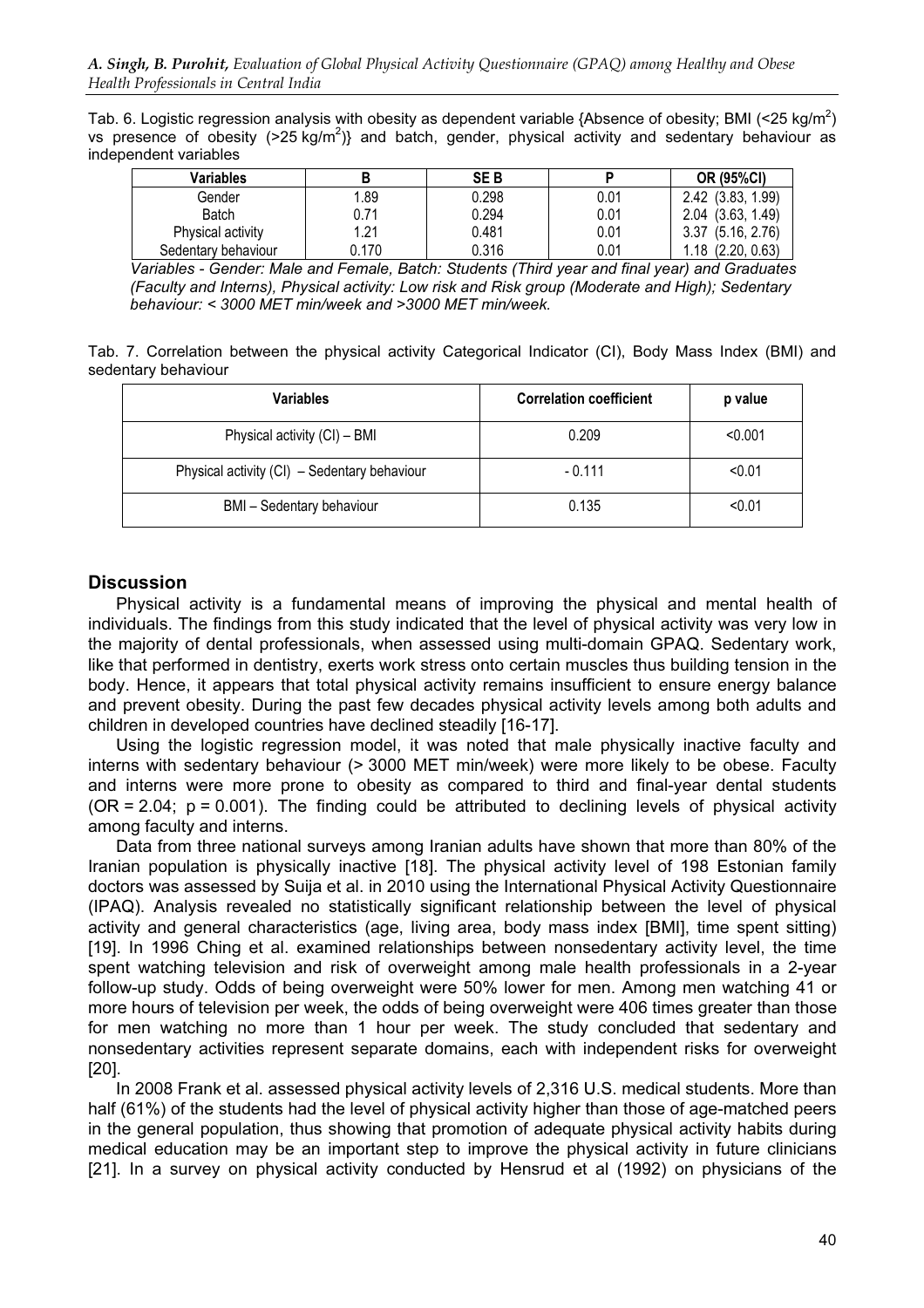Tab. 6. Logistic regression analysis with obesity as dependent variable {Absence of obesity; BMI (<25 kg/m$^2$) vs presence of obesity (>25 kg/m$^2$)} and batch, gender, physical activity and sedentary behaviour as independent variables

| Variables | B | SE B | P | OR (95%CI) |
|---|---|---|---|---|
| Gender | 1.89 | 0.298 | 0.01 | 2.42 (3.83, 1.99) |
| Batch | 0.71 | 0.294 | 0.01 | 2.04 (3.63, 1.49) |
| Physical activity | 1.21 | 0.481 | 0.01 | 3.37 (5.16, 2.76) |
| Sedentary behaviour | 0.170 | 0.316 | 0.01 | 1.18 (2.20, 0.63) |

*Variables - Gender: Male and Female, Batch: Students (Third year and final year) and Graduates (Faculty and Interns), Physical activity: Low risk and Risk group (Moderate and High); Sedentary behaviour: < 3000 MET min/week and >3000 MET min/week.*

Tab. 7. Correlation between the physical activity Categorical Indicator (CI), Body Mass Index (BMI) and sedentary behaviour

| Variables | Correlation coefficient | p value |
|---|---|---|
| Physical activity (CI) – BMI | 0.209 | <0.001 |
| Physical activity (CI) – Sedentary behaviour | - 0.111 | <0.01 |
| BMI – Sedentary behaviour | 0.135 | <0.01 |

## Discussion

Physical activity is a fundamental means of improving the physical and mental health of individuals. The findings from this study indicated that the level of physical activity was very low in the majority of dental professionals, when assessed using multi-domain GPAQ. Sedentary work, like that performed in dentistry, exerts work stress onto certain muscles thus building tension in the body. Hence, it appears that total physical activity remains insufficient to ensure energy balance and prevent obesity. During the past few decades physical activity levels among both adults and children in developed countries have declined steadily [16-17].

Using the logistic regression model, it was noted that male physically inactive faculty and interns with sedentary behaviour (> 3000 MET min/week) were more likely to be obese. Faculty and interns were more prone to obesity as compared to third and final-year dental students (OR = 2.04; p = 0.001). The finding could be attributed to declining levels of physical activity among faculty and interns.

Data from three national surveys among Iranian adults have shown that more than 80% of the Iranian population is physically inactive [18]. The physical activity level of 198 Estonian family doctors was assessed by Suija et al. in 2010 using the International Physical Activity Questionnaire (IPAQ). Analysis revealed no statistically significant relationship between the level of physical activity and general characteristics (age, living area, body mass index [BMI], time spent sitting) [19]. In 1996 Ching et al. examined relationships between nonsedentary activity level, the time spent watching television and risk of overweight among male health professionals in a 2-year follow-up study. Odds of being overweight were 50% lower for men. Among men watching 41 or more hours of television per week, the odds of being overweight were 406 times greater than those for men watching no more than 1 hour per week. The study concluded that sedentary and nonsedentary activities represent separate domains, each with independent risks for overweight [20].

In 2008 Frank et al. assessed physical activity levels of 2,316 U.S. medical students. More than half (61%) of the students had the level of physical activity higher than those of age-matched peers in the general population, thus showing that promotion of adequate physical activity habits during medical education may be an important step to improve the physical activity in future clinicians [21]. In a survey on physical activity conducted by Hensrud et al (1992) on physicians of the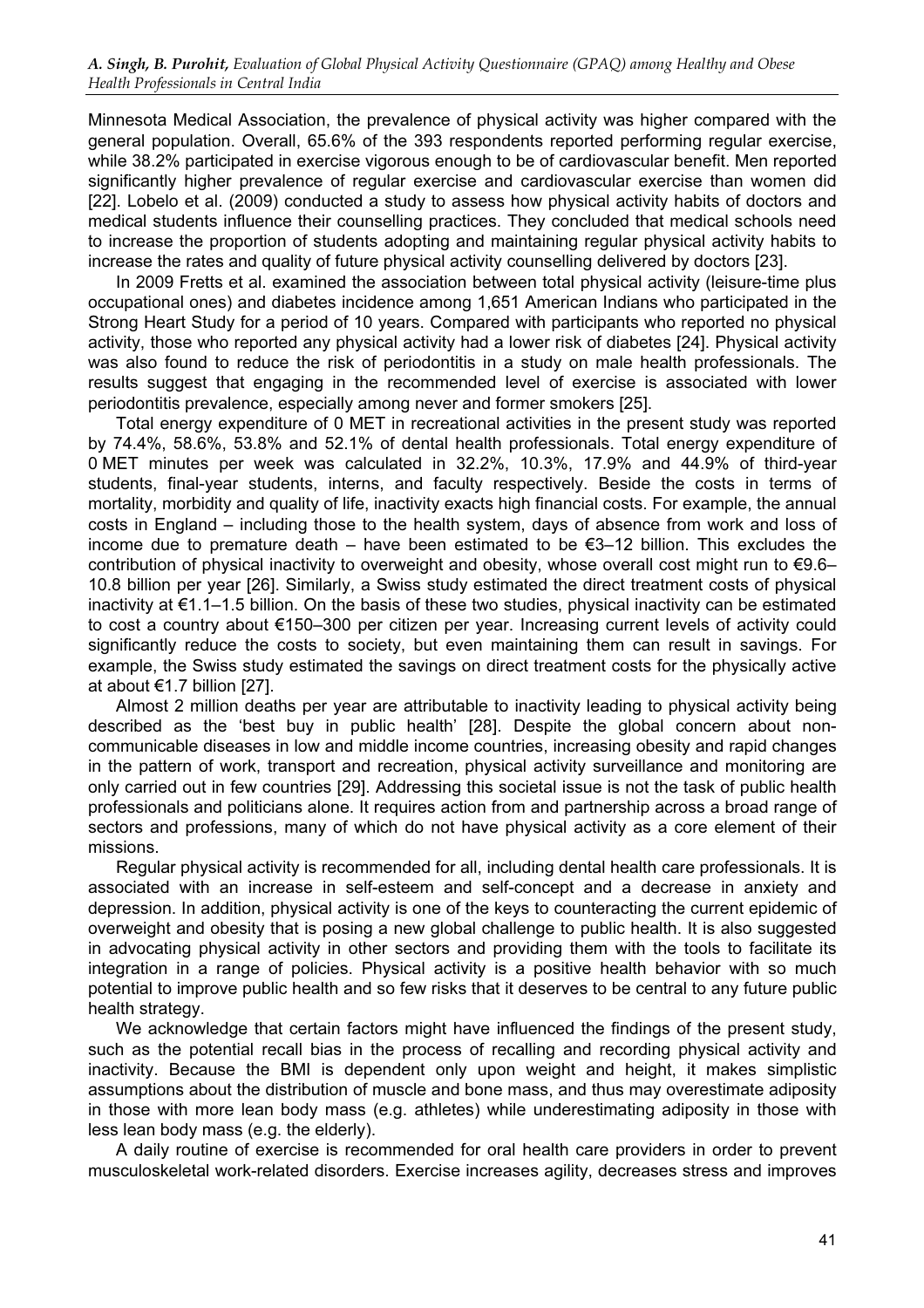Minnesota Medical Association, the prevalence of physical activity was higher compared with the general population. Overall, 65.6% of the 393 respondents reported performing regular exercise, while 38.2% participated in exercise vigorous enough to be of cardiovascular benefit. Men reported significantly higher prevalence of regular exercise and cardiovascular exercise than women did [22]. Lobelo et al. (2009) conducted a study to assess how physical activity habits of doctors and medical students influence their counselling practices. They concluded that medical schools need to increase the proportion of students adopting and maintaining regular physical activity habits to increase the rates and quality of future physical activity counselling delivered by doctors [23].

In 2009 Fretts et al. examined the association between total physical activity (leisure-time plus occupational ones) and diabetes incidence among 1,651 American Indians who participated in the Strong Heart Study for a period of 10 years. Compared with participants who reported no physical activity, those who reported any physical activity had a lower risk of diabetes [24]. Physical activity was also found to reduce the risk of periodontitis in a study on male health professionals. The results suggest that engaging in the recommended level of exercise is associated with lower periodontitis prevalence, especially among never and former smokers [25].

Total energy expenditure of 0 MET in recreational activities in the present study was reported by 74.4%, 58.6%, 53.8% and 52.1% of dental health professionals. Total energy expenditure of 0 MET minutes per week was calculated in 32.2%, 10.3%, 17.9% and 44.9% of third-year students, final-year students, interns, and faculty respectively. Beside the costs in terms of mortality, morbidity and quality of life, inactivity exacts high financial costs. For example, the annual costs in England – including those to the health system, days of absence from work and loss of income due to premature death – have been estimated to be €3–12 billion. This excludes the contribution of physical inactivity to overweight and obesity, whose overall cost might run to €9.6–10.8 billion per year [26]. Similarly, a Swiss study estimated the direct treatment costs of physical inactivity at €1.1–1.5 billion. On the basis of these two studies, physical inactivity can be estimated to cost a country about €150–300 per citizen per year. Increasing current levels of activity could significantly reduce the costs to society, but even maintaining them can result in savings. For example, the Swiss study estimated the savings on direct treatment costs for the physically active at about €1.7 billion [27].

Almost 2 million deaths per year are attributable to inactivity leading to physical activity being described as the 'best buy in public health' [28]. Despite the global concern about non-communicable diseases in low and middle income countries, increasing obesity and rapid changes in the pattern of work, transport and recreation, physical activity surveillance and monitoring are only carried out in few countries [29]. Addressing this societal issue is not the task of public health professionals and politicians alone. It requires action from and partnership across a broad range of sectors and professions, many of which do not have physical activity as a core element of their missions.

Regular physical activity is recommended for all, including dental health care professionals. It is associated with an increase in self-esteem and self-concept and a decrease in anxiety and depression. In addition, physical activity is one of the keys to counteracting the current epidemic of overweight and obesity that is posing a new global challenge to public health. It is also suggested in advocating physical activity in other sectors and providing them with the tools to facilitate its integration in a range of policies. Physical activity is a positive health behavior with so much potential to improve public health and so few risks that it deserves to be central to any future public health strategy.

We acknowledge that certain factors might have influenced the findings of the present study, such as the potential recall bias in the process of recalling and recording physical activity and inactivity. Because the BMI is dependent only upon weight and height, it makes simplistic assumptions about the distribution of muscle and bone mass, and thus may overestimate adiposity in those with more lean body mass (e.g. athletes) while underestimating adiposity in those with less lean body mass (e.g. the elderly).

A daily routine of exercise is recommended for oral health care providers in order to prevent musculoskeletal work-related disorders. Exercise increases agility, decreases stress and improves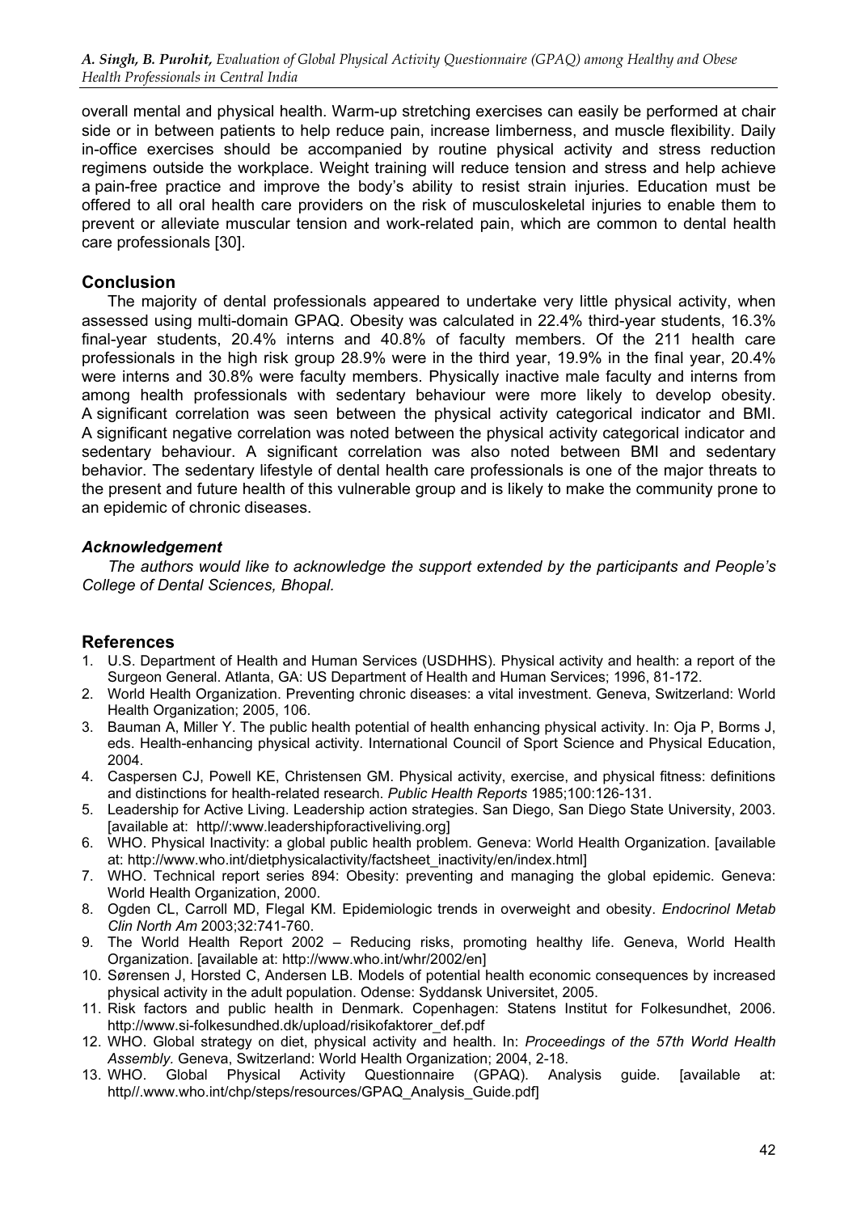overall mental and physical health. Warm-up stretching exercises can easily be performed at chair side or in between patients to help reduce pain, increase limberness, and muscle flexibility. Daily in-office exercises should be accompanied by routine physical activity and stress reduction regimens outside the workplace. Weight training will reduce tension and stress and help achieve a pain-free practice and improve the body's ability to resist strain injuries. Education must be offered to all oral health care providers on the risk of musculoskeletal injuries to enable them to prevent or alleviate muscular tension and work-related pain, which are common to dental health care professionals [30].

## Conclusion

The majority of dental professionals appeared to undertake very little physical activity, when assessed using multi-domain GPAQ. Obesity was calculated in 22.4% third-year students, 16.3% final-year students, 20.4% interns and 40.8% of faculty members. Of the 211 health care professionals in the high risk group 28.9% were in the third year, 19.9% in the final year, 20.4% were interns and 30.8% were faculty members. Physically inactive male faculty and interns from among health professionals with sedentary behaviour were more likely to develop obesity. A significant correlation was seen between the physical activity categorical indicator and BMI. A significant negative correlation was noted between the physical activity categorical indicator and sedentary behaviour. A significant correlation was also noted between BMI and sedentary behavior. The sedentary lifestyle of dental health care professionals is one of the major threats to the present and future health of this vulnerable group and is likely to make the community prone to an epidemic of chronic diseases.

### *Acknowledgement*

*The authors would like to acknowledge the support extended by the participants and People's College of Dental Sciences, Bhopal.*

## References

1. U.S. Department of Health and Human Services (USDHHS). Physical activity and health: a report of the Surgeon General. Atlanta, GA: US Department of Health and Human Services; 1996, 81-172.
2. World Health Organization. Preventing chronic diseases: a vital investment. Geneva, Switzerland: World Health Organization; 2005, 106.
3. Bauman A, Miller Y. The public health potential of health enhancing physical activity. In: Oja P, Borms J, eds. Health-enhancing physical activity. International Council of Sport Science and Physical Education, 2004.
4. Caspersen CJ, Powell KE, Christensen GM. Physical activity, exercise, and physical fitness: definitions and distinctions for health-related research. *Public Health Reports* 1985;100:126-131.
5. Leadership for Active Living. Leadership action strategies. San Diego, San Diego State University, 2003. [available at: http//:www.leadershipforactiveliving.org]
6. WHO. Physical Inactivity: a global public health problem. Geneva: World Health Organization. [available at: http://www.who.int/dietphysicalactivity/factsheet_inactivity/en/index.html]
7. WHO. Technical report series 894: Obesity: preventing and managing the global epidemic. Geneva: World Health Organization, 2000.
8. Ogden CL, Carroll MD, Flegal KM. Epidemiologic trends in overweight and obesity. *Endocrinol Metab Clin North Am* 2003;32:741-760.
9. The World Health Report 2002 – Reducing risks, promoting healthy life. Geneva, World Health Organization. [available at: http://www.int/whr/2002/en]
10. Sørensen J, Horsted C, Andersen LB. Models of potential health economic consequences by increased physical activity in the adult population. Odense: Syddansk Universitet, 2005.
11. Risk factors and public health in Denmark. Copenhagen: Statens Institut for Folkesundhet, 2006. http://www.si-folkesundhed.dk/upload/risikofaktorer_def.pdf
12. WHO. Global strategy on diet, physical activity and health. In: *Proceedings of the 57th World Health Assembly.* Geneva, Switzerland: World Health Organization; 2004, 2-18.
13. WHO. Global Physical Activity Questionnaire (GPAQ). Analysis guide. [available at: http//.www.who.int/chp/steps/resources/GPAQ_Analysis_Guide.pdf]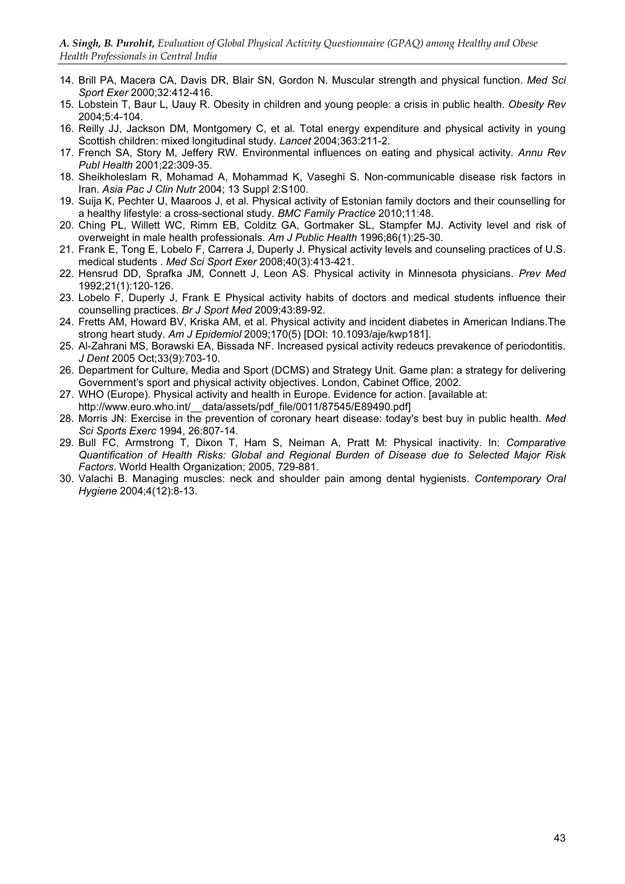14. Brill PA, Macera CA, Davis DR, Blair SN, Gordon N. Muscular strength and physical function. *Med Sci Sport Exer* 2000;32:412-416.
15. Lobstein T, Baur L, Uauy R. Obesity in children and young people: a crisis in public health. *Obesity Rev* 2004;5:4-104.
16. Reilly JJ, Jackson DM, Montgomery C, et al. Total energy expenditure and physical activity in young Scottish children: mixed longitudinal study. *Lancet* 2004;363:211-2.
17. French SA, Story M, Jeffery RW. Environmental influences on eating and physical activity. *Annu Rev Publ Health* 2001;22:309-35.
18. Sheikholeslam R, Mohamad A, Mohammad K, Vaseghi S. Non-communicable disease risk factors in Iran. *Asia Pac J Clin Nutr* 2004; 13 Suppl 2:S100.
19. Suija K, Pechter U, Maaroos J, et al. Physical activity of Estonian family doctors and their counselling for a healthy lifestyle: a cross-sectional study. *BMC Family Practice* 2010;11:48.
20. Ching PL, Willett WC, Rimm EB, Colditz GA, Gortmaker SL, Stampfer MJ. Activity level and risk of overweight in male health professionals. *Am J Public Health* 1996;86(1):25-30.
21. Frank E, Tong E, Lobelo F, Carrera J, Duperly J. Physical activity levels and counseling practices of U.S. medical students . *Med Sci Sport Exer* 2008;40(3):413-421.
22. Hensrud DD, Sprafka JM, Connett J, Leon AS. Physical activity in Minnesota physicians. *Prev Med* 1992;21(1):120-126.
23. Lobelo F, Duperly J, Frank E Physical activity habits of doctors and medical students influence their counselling practices. *Br J Sport Med* 2009;43:89-92.
24. Fretts AM, Howard BV, Kriska AM, et al. Physical activity and incident diabetes in American Indians.The strong heart study. *Am J Epidemiol* 2009;170(5) [DOI: 10.1093/aje/kwp181].
25. Al-Zahrani MS, Borawski EA, Bissada NF. Increased pysical activity redeucs prevakence of periodontitis. *J Dent* 2005 Oct;33(9):703-10.
26. Department for Culture, Media and Sport (DCMS) and Strategy Unit. Game plan: a strategy for delivering Government's sport and physical activity objectives. London, Cabinet Office, 2002.
27. WHO (Europe). Physical activity and health in Europe. Evidence for action. [available at: http://www.euro.who.int/__data/assets/pdf_file/0011/87545/E89490.pdf]
28. Morris JN: Exercise in the prevention of coronary heart disease: today's best buy in public health. *Med Sci Sports Exerc* 1994, 26:807-14.
29. Bull FC, Armstrong T, Dixon T, Ham S, Neiman A, Pratt M: Physical inactivity. In: *Comparative Quantification of Health Risks: Global and Regional Burden of Disease due to Selected Major Risk Factors*. World Health Organization; 2005, 729-881.
30. Valachi B. Managing muscles: neck and shoulder pain among dental hygienists. *Contemporary Oral Hygiene* 2004;4(12):8-13.